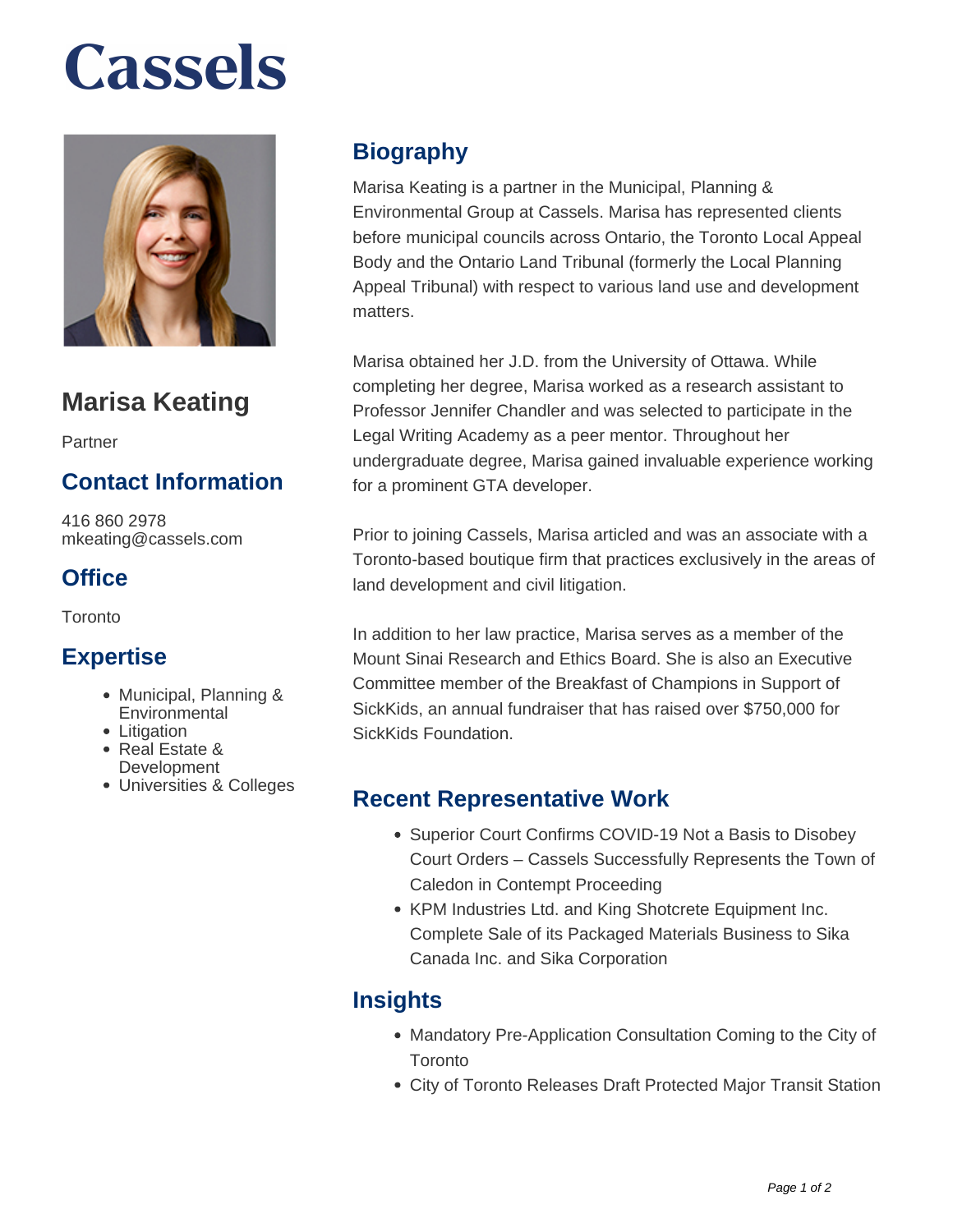# Cassels

## Marisa Keating

Partner

## Contact Information

416 860 2978
mkeating@cassels.com

## Office

Toronto

## Expertise

- Municipal, Planning & Environmental
- Litigation
- Real Estate & Development
- Universities & Colleges

## Biography

Marisa Keating is a partner in the Municipal, Planning & Environmental Group at Cassels. Marisa has represented clients before municipal councils across Ontario, the Toronto Local Appeal Body and the Ontario Land Tribunal (formerly the Local Planning Appeal Tribunal) with respect to various land use and development matters.

Marisa obtained her J.D. from the University of Ottawa. While completing her degree, Marisa worked as a research assistant to Professor Jennifer Chandler and was selected to participate in the Legal Writing Academy as a peer mentor. Throughout her undergraduate degree, Marisa gained invaluable experience working for a prominent GTA developer.

Prior to joining Cassels, Marisa articled and was an associate with a Toronto-based boutique firm that practices exclusively in the areas of land development and civil litigation.

In addition to her law practice, Marisa serves as a member of the Mount Sinai Research and Ethics Board. She is also an Executive Committee member of the Breakfast of Champions in Support of SickKids, an annual fundraiser that has raised over $750,000 for SickKids Foundation.

## Recent Representative Work

- Superior Court Confirms COVID-19 Not a Basis to Disobey Court Orders – Cassels Successfully Represents the Town of Caledon in Contempt Proceeding
- KPM Industries Ltd. and King Shotcrete Equipment Inc. Complete Sale of its Packaged Materials Business to Sika Canada Inc. and Sika Corporation

## Insights

- Mandatory Pre-Application Consultation Coming to the City of Toronto
- City of Toronto Releases Draft Protected Major Transit Station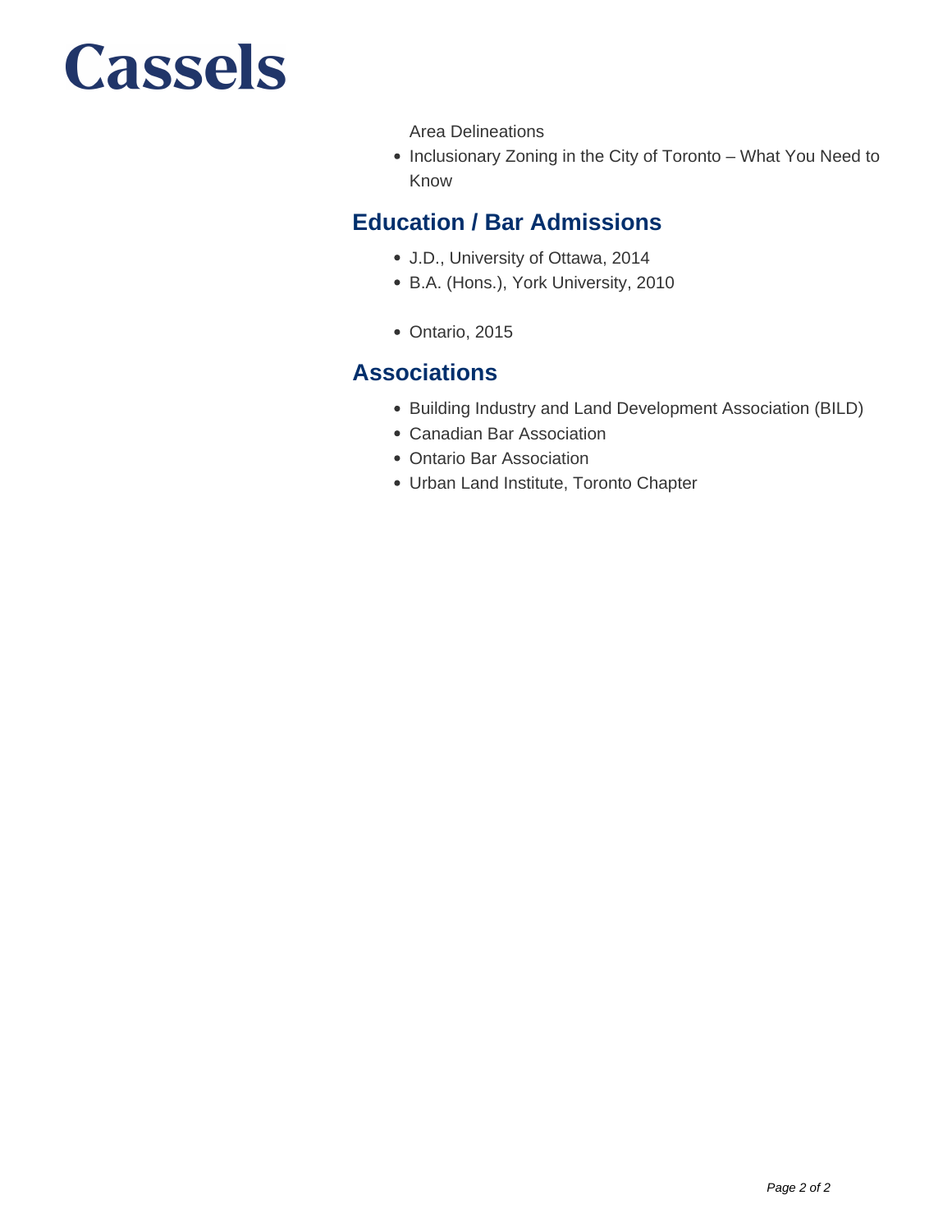Area Delineations
- Inclusionary Zoning in the City of Toronto – What You Need to Know

## Education / Bar Admissions

- J.D., University of Ottawa, 2014
- B.A. (Hons.), York University, 2010

- Ontario, 2015

## Associations

- Building Industry and Land Development Association (BILD)
- Canadian Bar Association
- Ontario Bar Association
- Urban Land Institute, Toronto Chapter